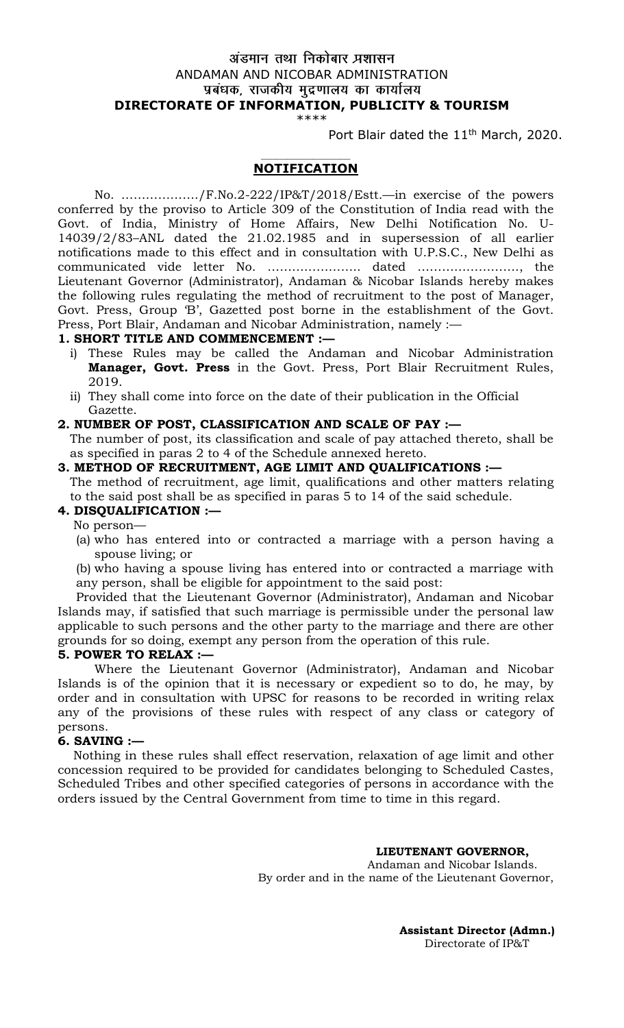अंडमान तथा निकोबार प्रशासन

ANDAMAN AND NICOBAR ADMINISTRATION

प्रबंधक, राजकीय मुद्रणालय का कार्यालय

**DIRECTORATE OF INFORMATION, PUBLICITY & TOURISM**

\*\*\*\*

Port Blair dated the 11th March, 2020.

## NOTIFICATION

No. ………………/F.No.2-222/IP&T/2018/Estt.—in exercise of the powers conferred by the proviso to Article 309 of the Constitution of India read with the Govt. of India, Ministry of Home Affairs, New Delhi Notification No. U-14039/2/83–ANL dated the 21.02.1985 and in supersession of all earlier notifications made to this effect and in consultation with U.P.S.C., New Delhi as communicated vide letter No. ………………….. dated ……………………., the Lieutenant Governor (Administrator), Andaman & Nicobar Islands hereby makes the following rules regulating the method of recruitment to the post of Manager, Govt. Press, Group 'B', Gazetted post borne in the establishment of the Govt. Press, Port Blair, Andaman and Nicobar Administration, namely :—

**1. SHORT TITLE AND COMMENCEMENT :—**

i) These Rules may be called the Andaman and Nicobar Administration **Manager, Govt. Press** in the Govt. Press, Port Blair Recruitment Rules, 2019.

ii) They shall come into force on the date of their publication in the Official Gazette.

**2. NUMBER OF POST, CLASSIFICATION AND SCALE OF PAY :—**

The number of post, its classification and scale of pay attached thereto, shall be as specified in paras 2 to 4 of the Schedule annexed hereto.

**3. METHOD OF RECRUITMENT, AGE LIMIT AND QUALIFICATIONS :—**

The method of recruitment, age limit, qualifications and other matters relating to the said post shall be as specified in paras 5 to 14 of the said schedule.

**4. DISQUALIFICATION :—**

No person—

(a) who has entered into or contracted a marriage with a person having a spouse living; or

(b) who having a spouse living has entered into or contracted a marriage with any person, shall be eligible for appointment to the said post:

Provided that the Lieutenant Governor (Administrator), Andaman and Nicobar Islands may, if satisfied that such marriage is permissible under the personal law applicable to such persons and the other party to the marriage and there are other grounds for so doing, exempt any person from the operation of this rule.

**5. POWER TO RELAX :—**

Where the Lieutenant Governor (Administrator), Andaman and Nicobar Islands is of the opinion that it is necessary or expedient so to do, he may, by order and in consultation with UPSC for reasons to be recorded in writing relax any of the provisions of these rules with respect of any class or category of persons.

**6. SAVING :—**

Nothing in these rules shall effect reservation, relaxation of age limit and other concession required to be provided for candidates belonging to Scheduled Castes, Scheduled Tribes and other specified categories of persons in accordance with the orders issued by the Central Government from time to time in this regard.

**LIEUTENANT GOVERNOR,**

Andaman and Nicobar Islands.

By order and in the name of the Lieutenant Governor,

**Assistant Director (Admn.)**

Directorate of IP&T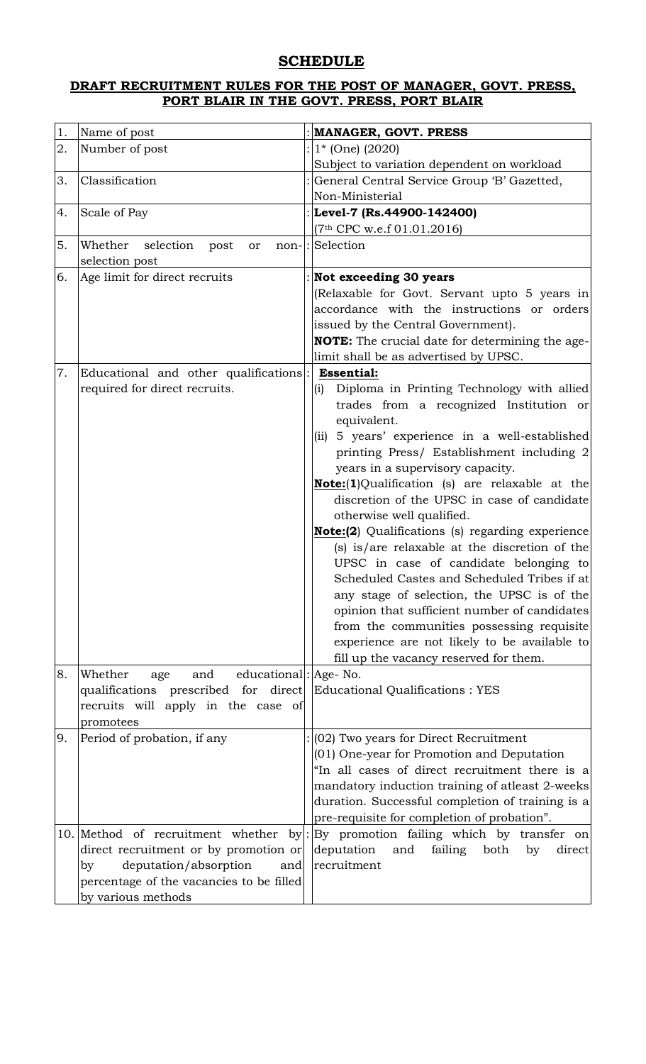# SCHEDULE

## DRAFT RECRUITMENT RULES FOR THE POST OF MANAGER, GOVT. PRESS, PORT BLAIR IN THE GOVT. PRESS, PORT BLAIR

| | | | |
|---|---|---|---|
| 1. | Name of post | : | **MANAGER, GOVT. PRESS** |
| 2. | Number of post | : | 1* (One) (2020)<br>Subject to variation dependent on workload |
| 3. | Classification | : | General Central Service Group 'B' Gazetted, Non-Ministerial |
| 4. | Scale of Pay | : | **Level-7 (Rs.44900-142400)**<br>(7th CPC w.e.f 01.01.2016) |
| 5. | Whether selection post or non-selection post | : | Selection |
| 6. | Age limit for direct recruits | : | **Not exceeding 30 years**<br>(Relaxable for Govt. Servant upto 5 years in accordance with the instructions or orders issued by the Central Government).<br>**NOTE:** The crucial date for determining the age-limit shall be as advertised by UPSC. |
| 7. | Educational and other qualifications required for direct recruits. | : | **Essential:**<br>(i) Diploma in Printing Technology with allied trades from a recognized Institution or equivalent.<br>(ii) 5 years' experience in a well-established printing Press/ Establishment including 2 years in a supervisory capacity.<br>**Note:(1)**Qualification (s) are relaxable at the discretion of the UPSC in case of candidate otherwise well qualified.<br>**Note:(2**) Qualifications (s) regarding experience (s) is/are relaxable at the discretion of the UPSC in case of candidate belonging to Scheduled Castes and Scheduled Tribes if at any stage of selection, the UPSC is of the opinion that sufficient number of candidates from the communities possessing requisite experience are not likely to be available to fill up the vacancy reserved for them. |
| 8. | Whether age and educational qualifications prescribed for direct recruits will apply in the case of promotees | : | Age- No.<br>Educational Qualifications : YES |
| 9. | Period of probation, if any | : | (02) Two years for Direct Recruitment<br>(01) One-year for Promotion and Deputation<br>"In all cases of direct recruitment there is a mandatory induction training of atleast 2-weeks duration. Successful completion of training is a pre-requisite for completion of probation". |
| 10. | Method of recruitment whether by direct recruitment or by promotion or by deputation/absorption and percentage of the vacancies to be filled by various methods | : | By promotion failing which by transfer on deputation and failing both by direct recruitment |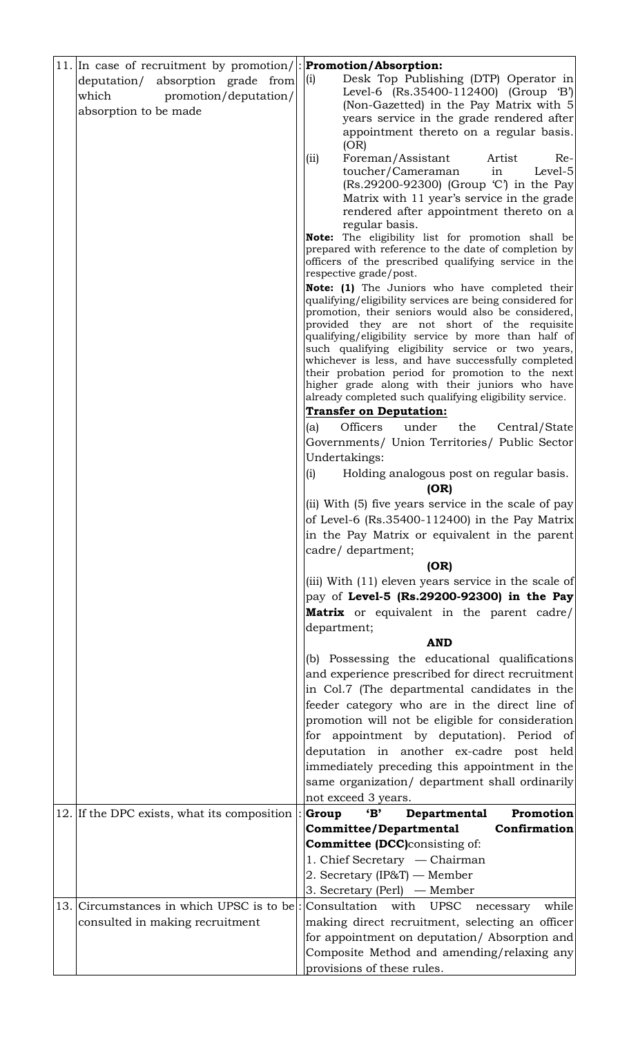| | | | |
|---|---|---|---|
| 11. | In case of recruitment by promotion/ deputation/ absorption grade from which promotion/deputation/ absorption to be made | : | **Promotion/Absorption:**<br>(i) Desk Top Publishing (DTP) Operator in Level-6 (Rs.35400-112400) (Group 'B') (Non-Gazetted) in the Pay Matrix with 5 years service in the grade rendered after appointment thereto on a regular basis.<br>(OR)<br>(ii) Foreman/Assistant Artist Re-toucher/Cameraman in Level-5 (Rs.29200-92300) (Group 'C') in the Pay Matrix with 11 year's service in the grade rendered after appointment thereto on a regular basis.<br>**Note:** The eligibility list for promotion shall be prepared with reference to the date of completion by officers of the prescribed qualifying service in the respective grade/post.<br>**Note: (1)** The Juniors who have completed their qualifying/eligibility services are being considered for promotion, their seniors would also be considered, provided they are not short of the requisite qualifying/eligibility service by more than half of such qualifying eligibility service or two years, whichever is less, and have successfully completed their probation period for promotion to the next higher grade along with their juniors who have already completed such qualifying eligibility service.<br>**Transfer on Deputation:**<br>(a) Officers under the Central/State Governments/ Union Territories/ Public Sector Undertakings:<br>(i) Holding analogous post on regular basis.<br>**(OR)**<br>(ii) With (5) five years service in the scale of pay of Level-6 (Rs.35400-112400) in the Pay Matrix in the Pay Matrix or equivalent in the parent cadre/ department;<br>**(OR)**<br>(iii) With (11) eleven years service in the scale of pay of **Level-5 (Rs.29200-92300) in the Pay Matrix** or equivalent in the parent cadre/ department;<br>**AND**<br>(b) Possessing the educational qualifications and experience prescribed for direct recruitment in Col.7 (The departmental candidates in the feeder category who are in the direct line of promotion will not be eligible for consideration for appointment by deputation). Period of deputation in another ex-cadre post held immediately preceding this appointment in the same organization/ department shall ordinarily not exceed 3 years. |
| 12. | If the DPC exists, what its composition | : | **Group 'B' Departmental Promotion Committee/Departmental Confirmation Committee (DCC)** consisting of:<br>1. Chief Secretary — Chairman<br>2. Secretary (IP&T) — Member<br>3. Secretary (Perl) — Member |
| 13. | Circumstances in which UPSC is to be consulted in making recruitment | : | Consultation with UPSC necessary while making direct recruitment, selecting an officer for appointment on deputation/ Absorption and Composite Method and amending/relaxing any provisions of these rules. |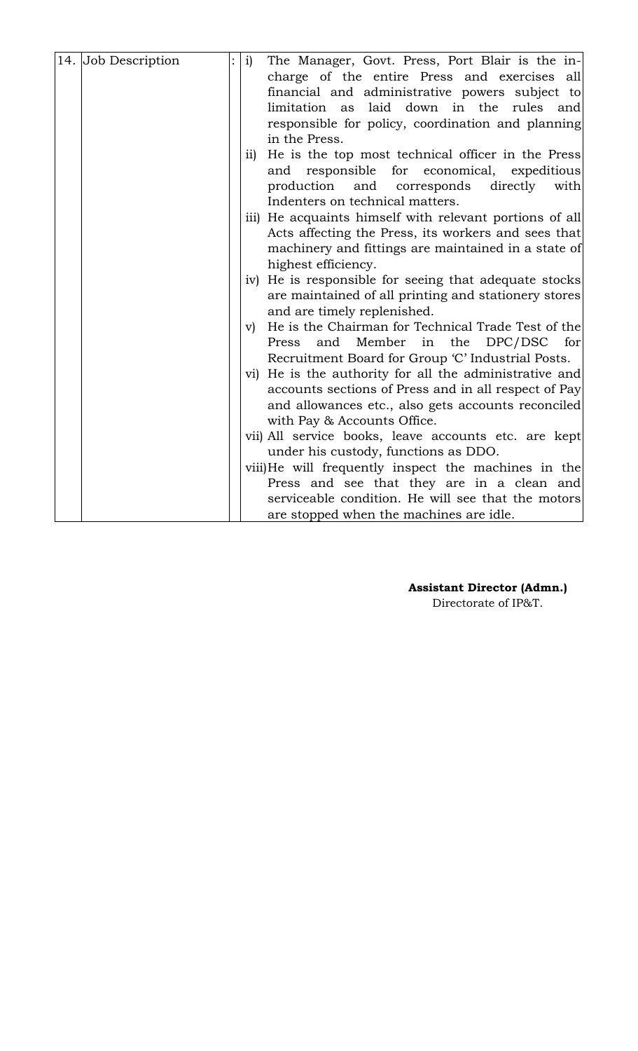| | | | |
|---|---|---|---|
| 14. | Job Description | : | i) The Manager, Govt. Press, Port Blair is the in-charge of the entire Press and exercises all financial and administrative powers subject to limitation as laid down in the rules and responsible for policy, coordination and planning in the Press.<br>ii) He is the top most technical officer in the Press and responsible for economical, expeditious production and corresponds directly with Indenters on technical matters.<br>iii) He acquaints himself with relevant portions of all Acts affecting the Press, its workers and sees that machinery and fittings are maintained in a state of highest efficiency.<br>iv) He is responsible for seeing that adequate stocks are maintained of all printing and stationery stores and are timely replenished.<br>v) He is the Chairman for Technical Trade Test of the Press and Member in the DPC/DSC for Recruitment Board for Group 'C' Industrial Posts.<br>vi) He is the authority for all the administrative and accounts sections of Press and in all respect of Pay and allowances etc., also gets accounts reconciled with Pay & Accounts Office.<br>vii) All service books, leave accounts etc. are kept under his custody, functions as DDO.<br>viii) He will frequently inspect the machines in the Press and see that they are in a clean and serviceable condition. He will see that the motors are stopped when the machines are idle. |

**Assistant Director (Admn.)**
Directorate of IP&T.